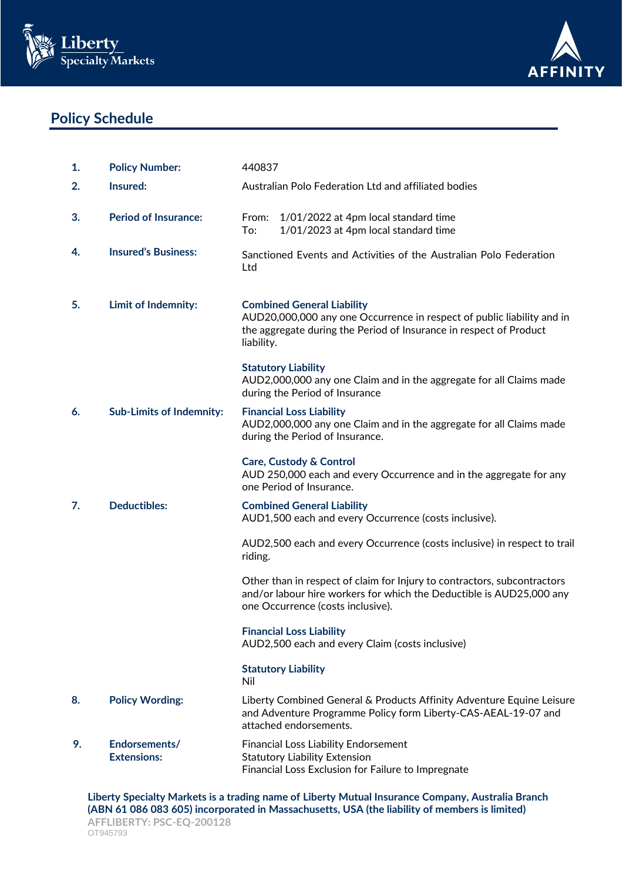## Policy Schedule

| | | |
|---|---|---|
| **1.** | **Policy Number:** | 440837 |
| **2.** | **Insured:** | Australian Polo Federation Ltd and affiliated bodies |
| **3.** | **Period of Insurance:** | From: 1/01/2022 at 4pm local standard time<br>To: 1/01/2023 at 4pm local standard time |
| **4.** | **Insured's Business:** | Sanctioned Events and Activities of the Australian Polo Federation Ltd |
| **5.** | **Limit of Indemnity:** | **Combined General Liability**<br>AUD20,000,000 any one Occurrence in respect of public liability and in the aggregate during the Period of Insurance in respect of Product liability.<br><br>**Statutory Liability**<br>AUD2,000,000 any one Claim and in the aggregate for all Claims made during the Period of Insurance |
| **6.** | **Sub-Limits of Indemnity:** | **Financial Loss Liability**<br>AUD2,000,000 any one Claim and in the aggregate for all Claims made during the Period of Insurance.<br><br>**Care, Custody & Control**<br>AUD 250,000 each and every Occurrence and in the aggregate for any one Period of Insurance. |
| **7.** | **Deductibles:** | **Combined General Liability**<br>AUD1,500 each and every Occurrence (costs inclusive).<br><br>AUD2,500 each and every Occurrence (costs inclusive) in respect to trail riding.<br><br>Other than in respect of claim for Injury to contractors, subcontractors and/or labour hire workers for which the Deductible is AUD25,000 any one Occurrence (costs inclusive).<br><br>**Financial Loss Liability**<br>AUD2,500 each and every Claim (costs inclusive)<br><br>**Statutory Liability**<br>Nil |
| **8.** | **Policy Wording:** | Liberty Combined General & Products Affinity Adventure Equine Leisure and Adventure Programme Policy form Liberty-CAS-AEAL-19-07 and attached endorsements. |
| **9.** | **Endorsements/ Extensions:** | Financial Loss Liability Endorsement<br>Statutory Liability Extension<br>Financial Loss Exclusion for Failure to Impregnate |

**Liberty Specialty Markets is a trading name of Liberty Mutual Insurance Company, Australia Branch (ABN 61 086 083 605) incorporated in Massachusetts, USA (the liability of members is limited)**

AFFLIBERTY: PSC-EQ-200128

OT945793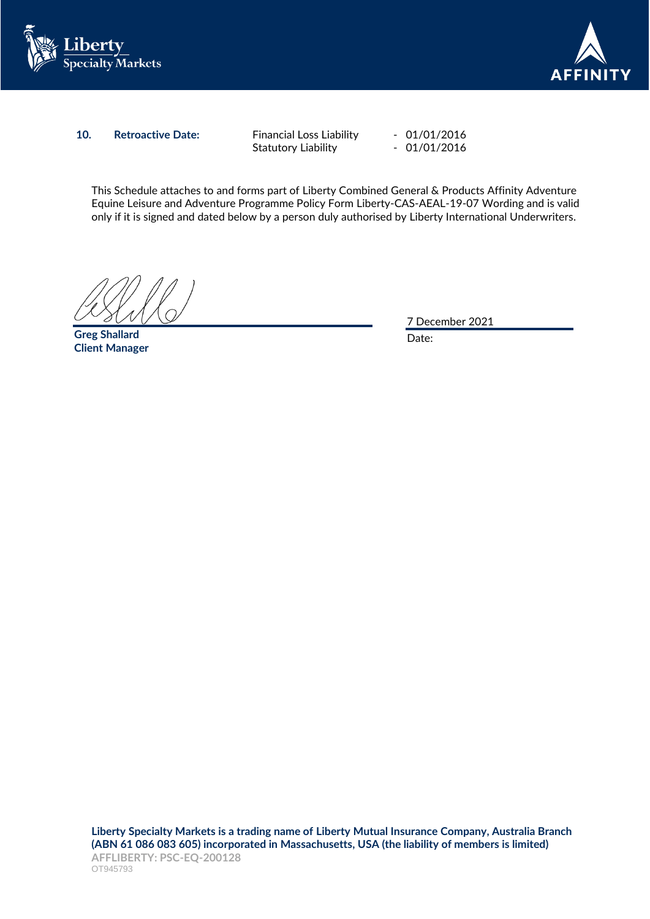| **10.** | **Retroactive Date:** | Financial Loss Liability | - 01/01/2016 |
|---|---|---|---|
| | | Statutory Liability | - 01/01/2016 |

This Schedule attaches to and forms part of Liberty Combined General & Products Affinity Adventure Equine Leisure and Adventure Programme Policy Form Liberty-CAS-AEAL-19-07 Wording and is valid only if it is signed and dated below by a person duly authorised by Liberty International Underwriters.

**Greg Shallard**
**Client Manager**

Date: 7 December 2021

**Liberty Specialty Markets is a trading name of Liberty Mutual Insurance Company, Australia Branch (ABN 61 086 083 605) incorporated in Massachusetts, USA (the liability of members is limited)**

**AFFLIBERTY: PSC-EQ-200128**

OT945793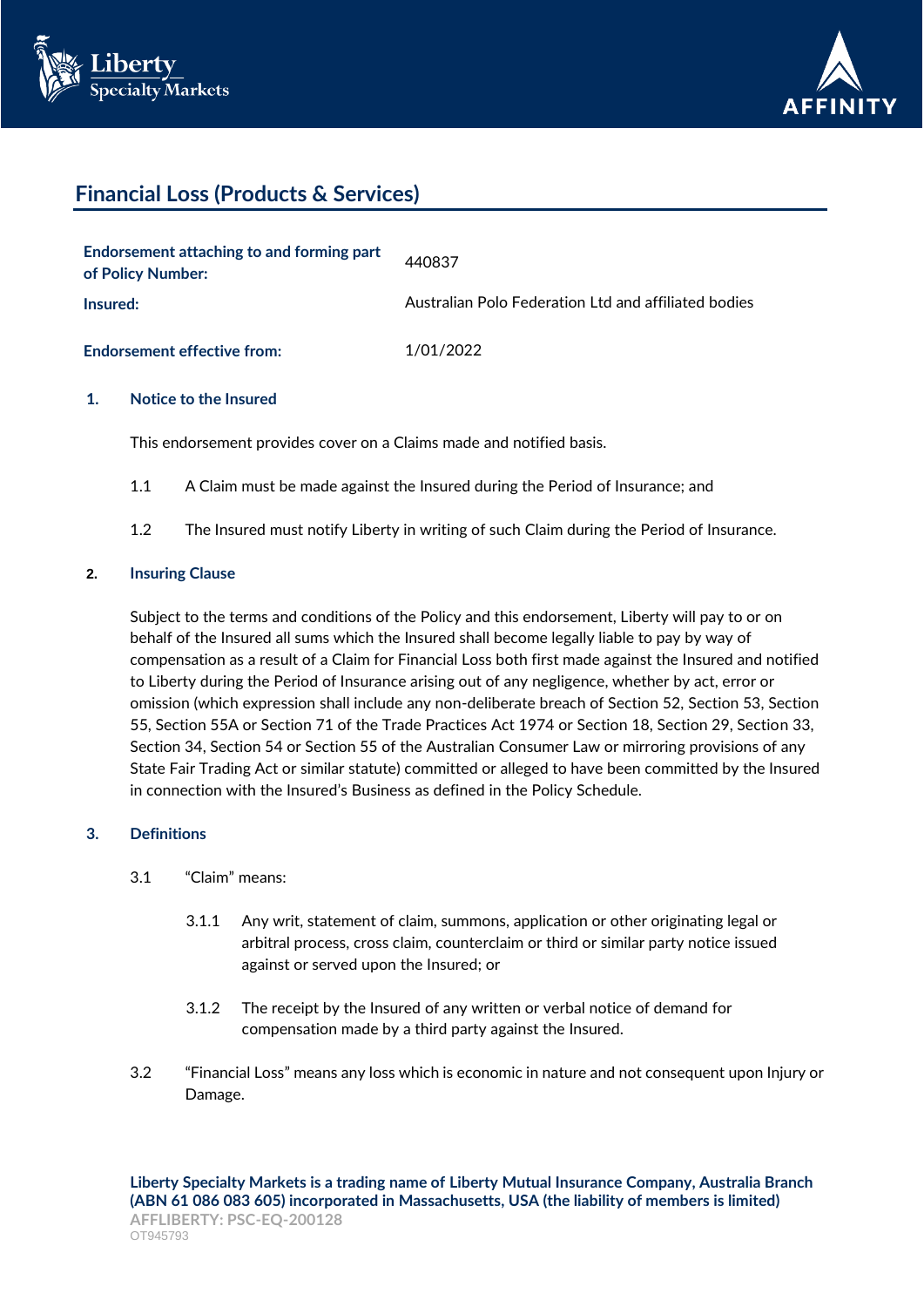# Financial Loss (Products & Services)

| | |
|---|---|
| **Endorsement attaching to and forming part of Policy Number:** | 440837 |
| **Insured:** | Australian Polo Federation Ltd and affiliated bodies |
| **Endorsement effective from:** | 1/01/2022 |

**1. Notice to the Insured**

This endorsement provides cover on a Claims made and notified basis.

1.1 A Claim must be made against the Insured during the Period of Insurance; and

1.2 The Insured must notify Liberty in writing of such Claim during the Period of Insurance.

**2. Insuring Clause**

Subject to the terms and conditions of the Policy and this endorsement, Liberty will pay to or on behalf of the Insured all sums which the Insured shall become legally liable to pay by way of compensation as a result of a Claim for Financial Loss both first made against the Insured and notified to Liberty during the Period of Insurance arising out of any negligence, whether by act, error or omission (which expression shall include any non-deliberate breach of Section 52, Section 53, Section 55, Section 55A or Section 71 of the Trade Practices Act 1974 or Section 18, Section 29, Section 33, Section 34, Section 54 or Section 55 of the Australian Consumer Law or mirroring provisions of any State Fair Trading Act or similar statute) committed or alleged to have been committed by the Insured in connection with the Insured's Business as defined in the Policy Schedule.

**3. Definitions**

3.1 "Claim" means:

3.1.1 Any writ, statement of claim, summons, application or other originating legal or arbitral process, cross claim, counterclaim or third or similar party notice issued against or served upon the Insured; or

3.1.2 The receipt by the Insured of any written or verbal notice of demand for compensation made by a third party against the Insured.

3.2 "Financial Loss" means any loss which is economic in nature and not consequent upon Injury or Damage.

**Liberty Specialty Markets is a trading name of Liberty Mutual Insurance Company, Australia Branch (ABN 61 086 083 605) incorporated in Massachusetts, USA (the liability of members is limited)**

AFFLIBERTY: PSC-EQ-200128

OT945793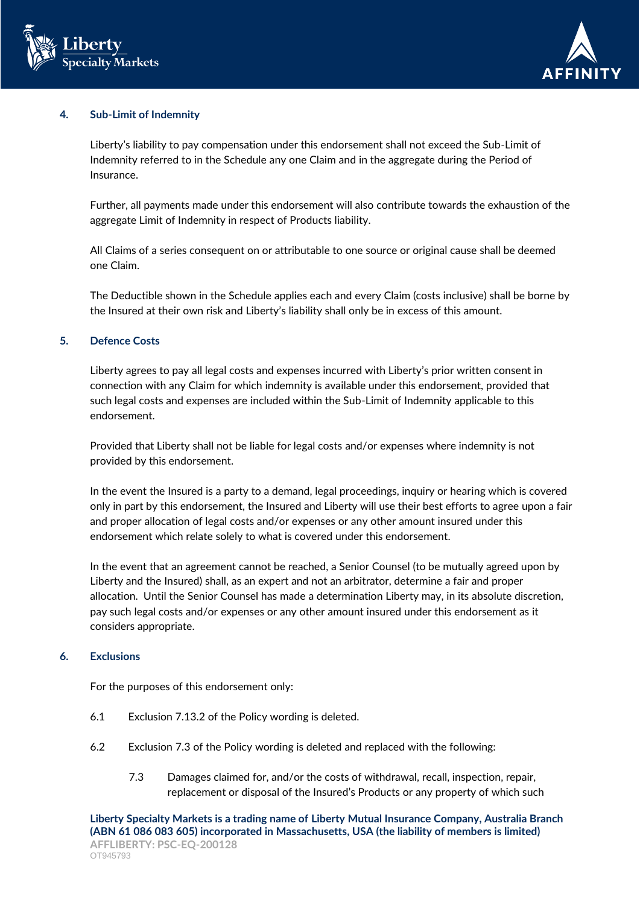## 4. Sub-Limit of Indemnity

Liberty's liability to pay compensation under this endorsement shall not exceed the Sub-Limit of Indemnity referred to in the Schedule any one Claim and in the aggregate during the Period of Insurance.

Further, all payments made under this endorsement will also contribute towards the exhaustion of the aggregate Limit of Indemnity in respect of Products liability.

All Claims of a series consequent on or attributable to one source or original cause shall be deemed one Claim.

The Deductible shown in the Schedule applies each and every Claim (costs inclusive) shall be borne by the Insured at their own risk and Liberty's liability shall only be in excess of this amount.

## 5. Defence Costs

Liberty agrees to pay all legal costs and expenses incurred with Liberty's prior written consent in connection with any Claim for which indemnity is available under this endorsement, provided that such legal costs and expenses are included within the Sub-Limit of Indemnity applicable to this endorsement.

Provided that Liberty shall not be liable for legal costs and/or expenses where indemnity is not provided by this endorsement.

In the event the Insured is a party to a demand, legal proceedings, inquiry or hearing which is covered only in part by this endorsement, the Insured and Liberty will use their best efforts to agree upon a fair and proper allocation of legal costs and/or expenses or any other amount insured under this endorsement which relate solely to what is covered under this endorsement.

In the event that an agreement cannot be reached, a Senior Counsel (to be mutually agreed upon by Liberty and the Insured) shall, as an expert and not an arbitrator, determine a fair and proper allocation. Until the Senior Counsel has made a determination Liberty may, in its absolute discretion, pay such legal costs and/or expenses or any other amount insured under this endorsement as it considers appropriate.

## 6. Exclusions

For the purposes of this endorsement only:

6.1 Exclusion 7.13.2 of the Policy wording is deleted.

6.2 Exclusion 7.3 of the Policy wording is deleted and replaced with the following:

7.3 Damages claimed for, and/or the costs of withdrawal, recall, inspection, repair, replacement or disposal of the Insured's Products or any property of which such

**Liberty Specialty Markets is a trading name of Liberty Mutual Insurance Company, Australia Branch (ABN 61 086 083 605) incorporated in Massachusetts, USA (the liability of members is limited)**
**AFFLIBERTY: PSC-EQ-200128**
OT945793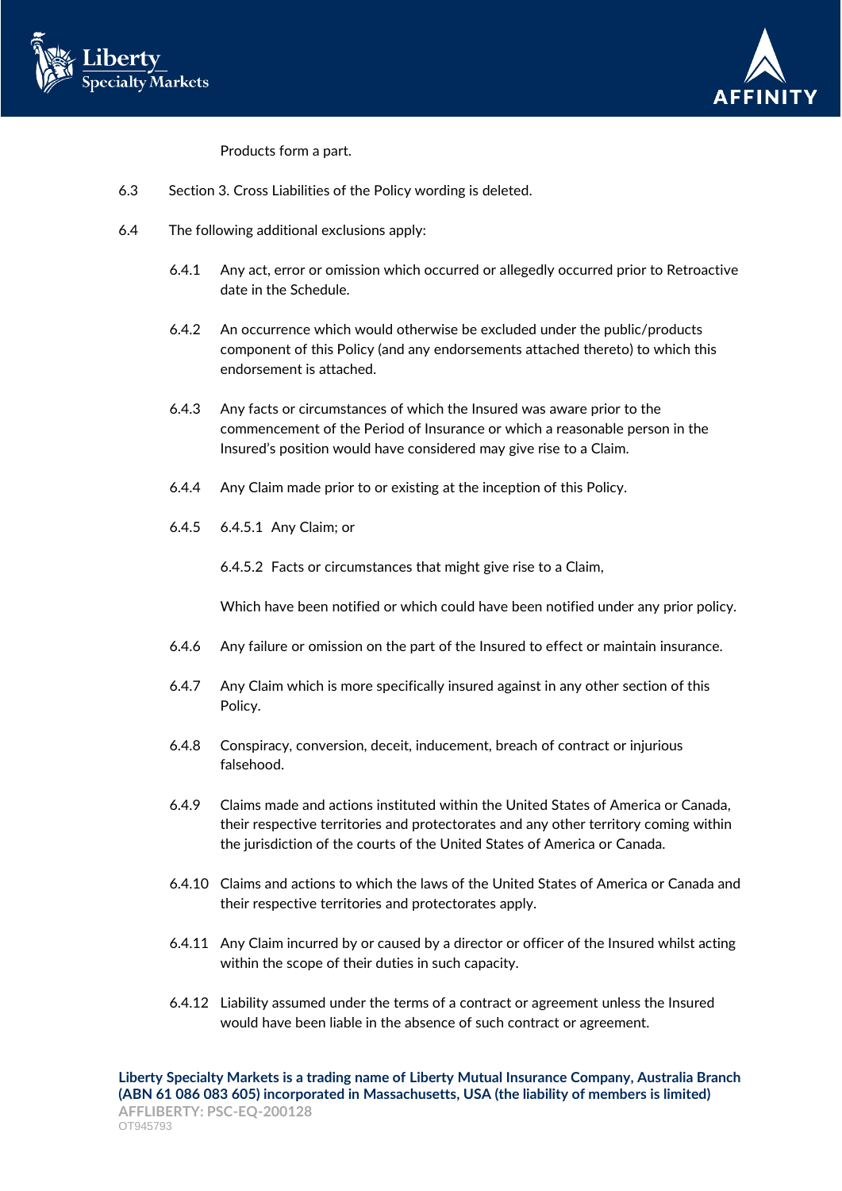Products form a part.

6.3 Section 3. Cross Liabilities of the Policy wording is deleted.

6.4 The following additional exclusions apply:

6.4.1 Any act, error or omission which occurred or allegedly occurred prior to Retroactive date in the Schedule.

6.4.2 An occurrence which would otherwise be excluded under the public/products component of this Policy (and any endorsements attached thereto) to which this endorsement is attached.

6.4.3 Any facts or circumstances of which the Insured was aware prior to the commencement of the Period of Insurance or which a reasonable person in the Insured's position would have considered may give rise to a Claim.

6.4.4 Any Claim made prior to or existing at the inception of this Policy.

6.4.5 6.4.5.1 Any Claim; or

6.4.5.2 Facts or circumstances that might give rise to a Claim,

Which have been notified or which could have been notified under any prior policy.

6.4.6 Any failure or omission on the part of the Insured to effect or maintain insurance.

6.4.7 Any Claim which is more specifically insured against in any other section of this Policy.

6.4.8 Conspiracy, conversion, deceit, inducement, breach of contract or injurious falsehood.

6.4.9 Claims made and actions instituted within the United States of America or Canada, their respective territories and protectorates and any other territory coming within the jurisdiction of the courts of the United States of America or Canada.

6.4.10 Claims and actions to which the laws of the United States of America or Canada and their respective territories and protectorates apply.

6.4.11 Any Claim incurred by or caused by a director or officer of the Insured whilst acting within the scope of their duties in such capacity.

6.4.12 Liability assumed under the terms of a contract or agreement unless the Insured would have been liable in the absence of such contract or agreement.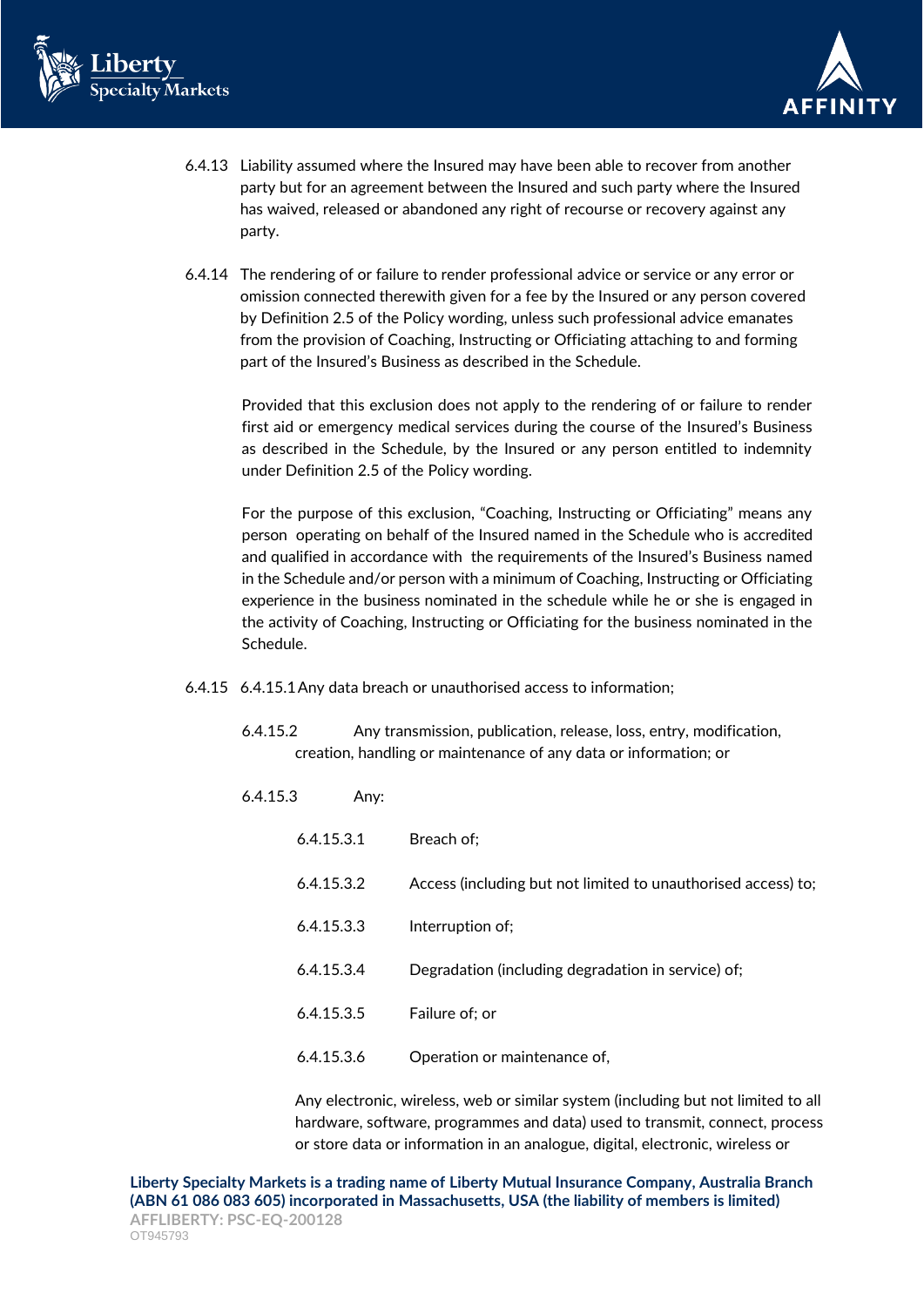6.4.13 Liability assumed where the Insured may have been able to recover from another party but for an agreement between the Insured and such party where the Insured has waived, released or abandoned any right of recourse or recovery against any party.

6.4.14 The rendering of or failure to render professional advice or service or any error or omission connected therewith given for a fee by the Insured or any person covered by Definition 2.5 of the Policy wording, unless such professional advice emanates from the provision of Coaching, Instructing or Officiating attaching to and forming part of the Insured's Business as described in the Schedule.

Provided that this exclusion does not apply to the rendering of or failure to render first aid or emergency medical services during the course of the Insured's Business as described in the Schedule, by the Insured or any person entitled to indemnity under Definition 2.5 of the Policy wording.

For the purpose of this exclusion, "Coaching, Instructing or Officiating" means any person operating on behalf of the Insured named in the Schedule who is accredited and qualified in accordance with the requirements of the Insured's Business named in the Schedule and/or person with a minimum of Coaching, Instructing or Officiating experience in the business nominated in the schedule while he or she is engaged in the activity of Coaching, Instructing or Officiating for the business nominated in the Schedule.

6.4.15 6.4.15.1 Any data breach or unauthorised access to information;

6.4.15.2 Any transmission, publication, release, loss, entry, modification, creation, handling or maintenance of any data or information; or

6.4.15.3 Any:

6.4.15.3.1 Breach of;

6.4.15.3.2 Access (including but not limited to unauthorised access) to;

6.4.15.3.3 Interruption of;

6.4.15.3.4 Degradation (including degradation in service) of;

6.4.15.3.5 Failure of; or

6.4.15.3.6 Operation or maintenance of,

Any electronic, wireless, web or similar system (including but not limited to all hardware, software, programmes and data) used to transmit, connect, process or store data or information in an analogue, digital, electronic, wireless or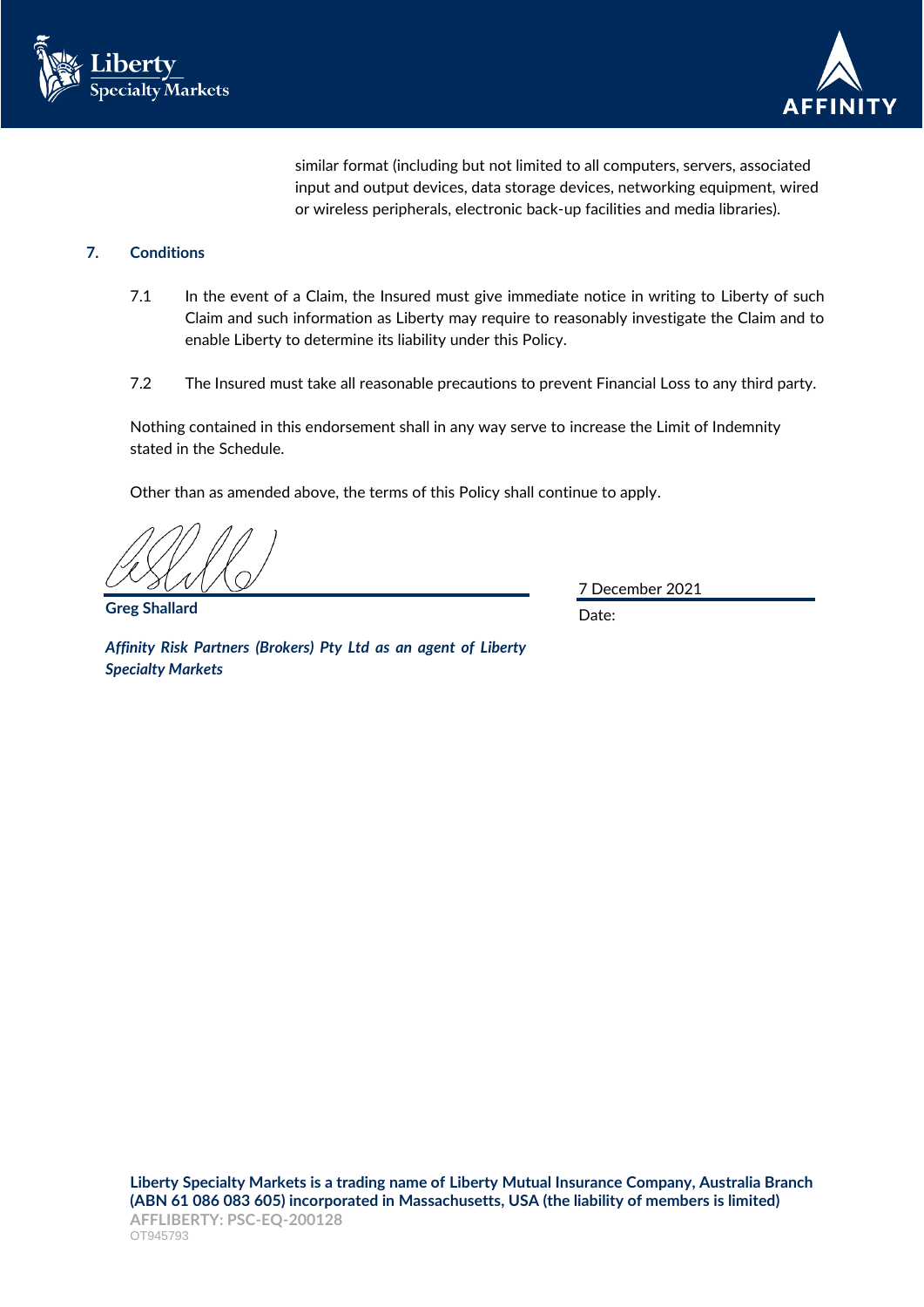similar format (including but not limited to all computers, servers, associated input and output devices, data storage devices, networking equipment, wired or wireless peripherals, electronic back-up facilities and media libraries).

## 7. Conditions

7.1 In the event of a Claim, the Insured must give immediate notice in writing to Liberty of such Claim and such information as Liberty may require to reasonably investigate the Claim and to enable Liberty to determine its liability under this Policy.

7.2 The Insured must take all reasonable precautions to prevent Financial Loss to any third party.

Nothing contained in this endorsement shall in any way serve to increase the Limit of Indemnity stated in the Schedule.

Other than as amended above, the terms of this Policy shall continue to apply.

**Greg Shallard**

***Affinity Risk Partners (Brokers) Pty Ltd as an agent of Liberty Specialty Markets***

7 December 2021

Date:

**Liberty Specialty Markets is a trading name of Liberty Mutual Insurance Company, Australia Branch (ABN 61 086 083 605) incorporated in Massachusetts, USA (the liability of members is limited)**

**AFFLIBERTY: PSC-EQ-200128**

OT945793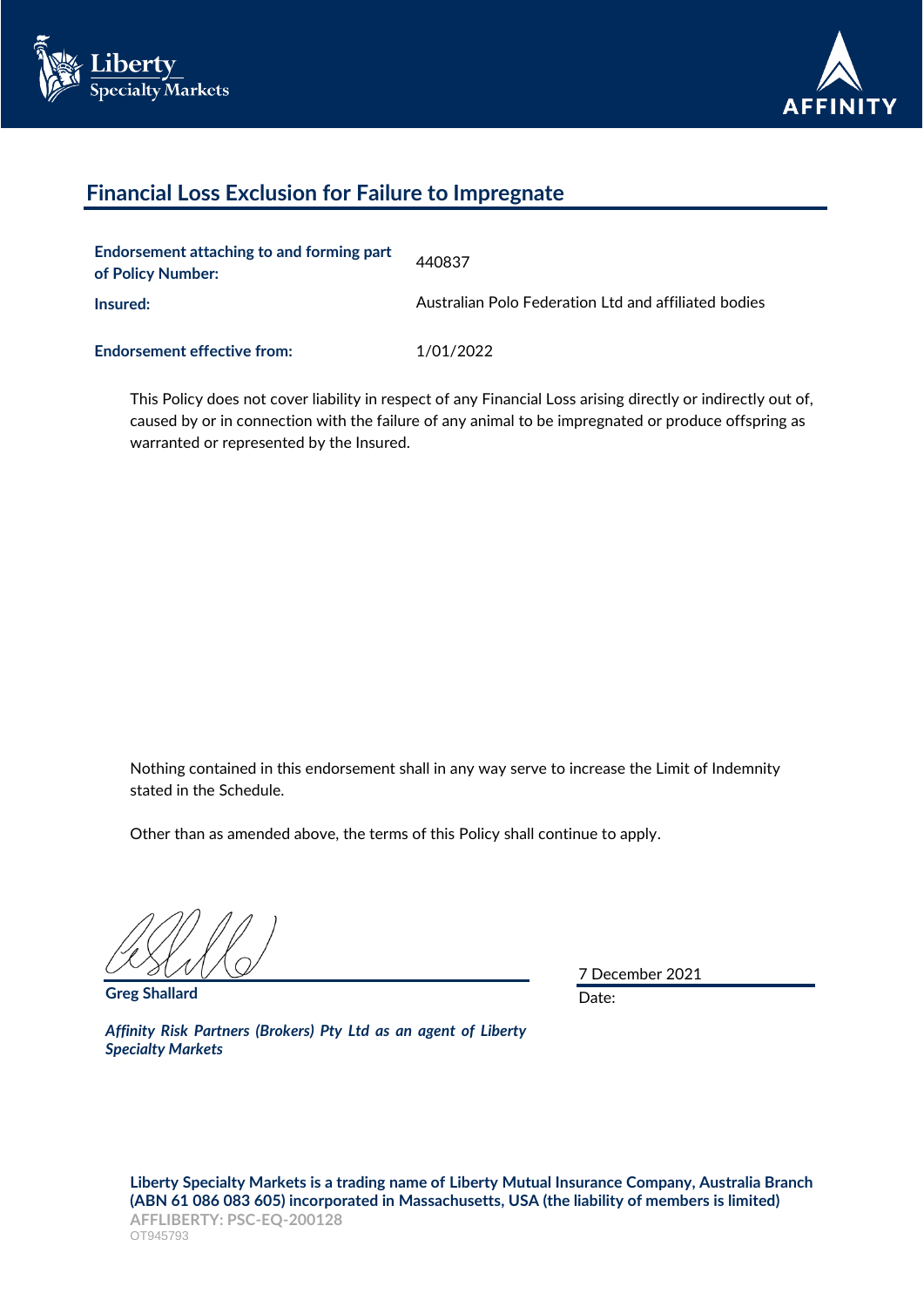## Financial Loss Exclusion for Failure to Impregnate

| | |
|---|---|
| **Endorsement attaching to and forming part of Policy Number:** | 440837 |
| **Insured:** | Australian Polo Federation Ltd and affiliated bodies |
| **Endorsement effective from:** | 1/01/2022 |

This Policy does not cover liability in respect of any Financial Loss arising directly or indirectly out of, caused by or in connection with the failure of any animal to be impregnated or produce offspring as warranted or represented by the Insured.

Nothing contained in this endorsement shall in any way serve to increase the Limit of Indemnity stated in the Schedule.

Other than as amended above, the terms of this Policy shall continue to apply.

**Greg Shallard**

***Affinity Risk Partners (Brokers) Pty Ltd as an agent of Liberty Specialty Markets***

7 December 2021

Date:

**Liberty Specialty Markets is a trading name of Liberty Mutual Insurance Company, Australia Branch (ABN 61 086 083 605) incorporated in Massachusetts, USA (the liability of members is limited)**

**AFFLIBERTY: PSC-EQ-200128**

OT945793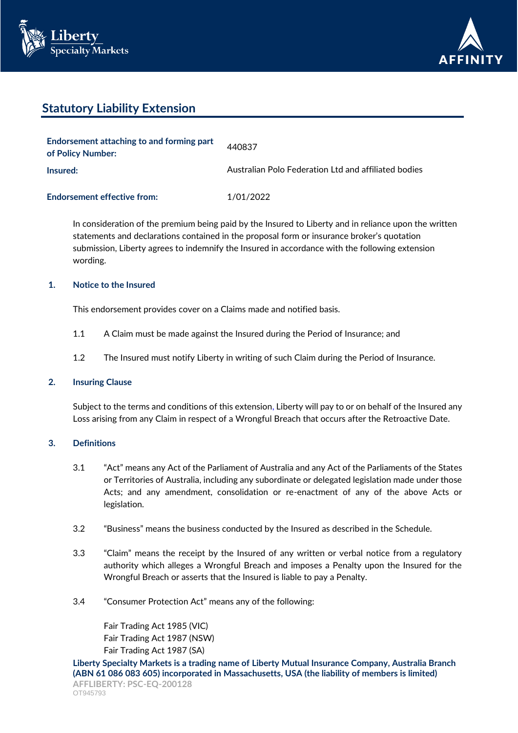## Statutory Liability Extension

| | |
|---|---|
| **Endorsement attaching to and forming part of Policy Number:** | 440837 |
| **Insured:** | Australian Polo Federation Ltd and affiliated bodies |
| **Endorsement effective from:** | 1/01/2022 |

In consideration of the premium being paid by the Insured to Liberty and in reliance upon the written statements and declarations contained in the proposal form or insurance broker's quotation submission, Liberty agrees to indemnify the Insured in accordance with the following extension wording.

### 1. Notice to the Insured

This endorsement provides cover on a Claims made and notified basis.

1.1 A Claim must be made against the Insured during the Period of Insurance; and

1.2 The Insured must notify Liberty in writing of such Claim during the Period of Insurance.

### 2. Insuring Clause

Subject to the terms and conditions of this extension, Liberty will pay to or on behalf of the Insured any Loss arising from any Claim in respect of a Wrongful Breach that occurs after the Retroactive Date.

### 3. Definitions

3.1 "Act" means any Act of the Parliament of Australia and any Act of the Parliaments of the States or Territories of Australia, including any subordinate or delegated legislation made under those Acts; and any amendment, consolidation or re-enactment of any of the above Acts or legislation.

3.2 "Business" means the business conducted by the Insured as described in the Schedule.

3.3 "Claim" means the receipt by the Insured of any written or verbal notice from a regulatory authority which alleges a Wrongful Breach and imposes a Penalty upon the Insured for the Wrongful Breach or asserts that the Insured is liable to pay a Penalty.

3.4 "Consumer Protection Act" means any of the following:

Fair Trading Act 1985 (VIC)
Fair Trading Act 1987 (NSW)
Fair Trading Act 1987 (SA)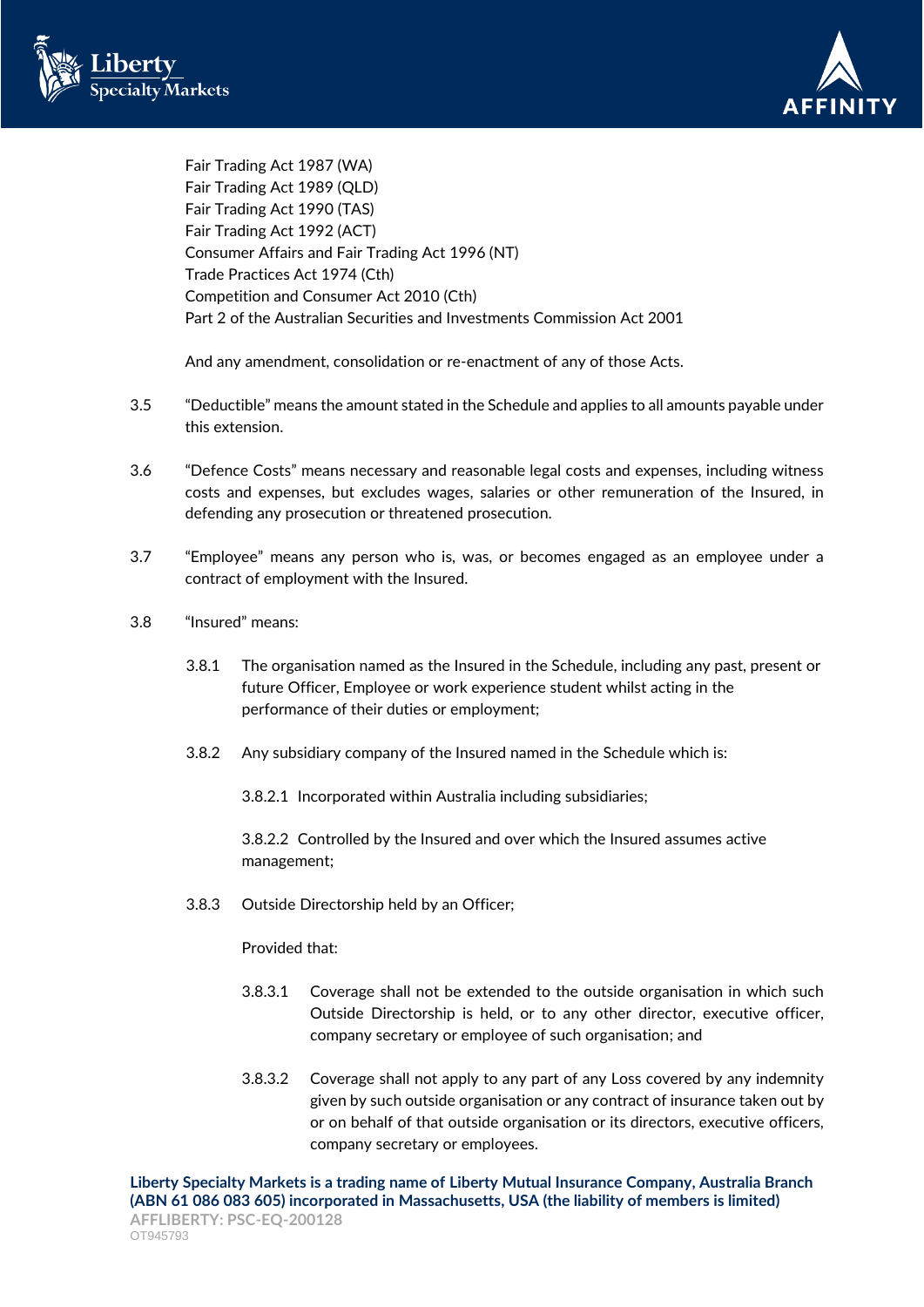Fair Trading Act 1987 (WA)
Fair Trading Act 1989 (QLD)
Fair Trading Act 1990 (TAS)
Fair Trading Act 1992 (ACT)
Consumer Affairs and Fair Trading Act 1996 (NT)
Trade Practices Act 1974 (Cth)
Competition and Consumer Act 2010 (Cth)
Part 2 of the Australian Securities and Investments Commission Act 2001

And any amendment, consolidation or re-enactment of any of those Acts.

3.5 "Deductible" means the amount stated in the Schedule and applies to all amounts payable under this extension.

3.6 "Defence Costs" means necessary and reasonable legal costs and expenses, including witness costs and expenses, but excludes wages, salaries or other remuneration of the Insured, in defending any prosecution or threatened prosecution.

3.7 "Employee" means any person who is, was, or becomes engaged as an employee under a contract of employment with the Insured.

3.8 "Insured" means:

3.8.1 The organisation named as the Insured in the Schedule, including any past, present or future Officer, Employee or work experience student whilst acting in the performance of their duties or employment;

3.8.2 Any subsidiary company of the Insured named in the Schedule which is:

3.8.2.1 Incorporated within Australia including subsidiaries;

3.8.2.2 Controlled by the Insured and over which the Insured assumes active management;

3.8.3 Outside Directorship held by an Officer;

Provided that:

3.8.3.1 Coverage shall not be extended to the outside organisation in which such Outside Directorship is held, or to any other director, executive officer, company secretary or employee of such organisation; and

3.8.3.2 Coverage shall not apply to any part of any Loss covered by any indemnity given by such outside organisation or any contract of insurance taken out by or on behalf of that outside organisation or its directors, executive officers, company secretary or employees.

**Liberty Specialty Markets is a trading name of Liberty Mutual Insurance Company, Australia Branch (ABN 61 086 083 605) incorporated in Massachusetts, USA (the liability of members is limited)**

**AFFLIBERTY: PSC-EQ-200128**

OT945793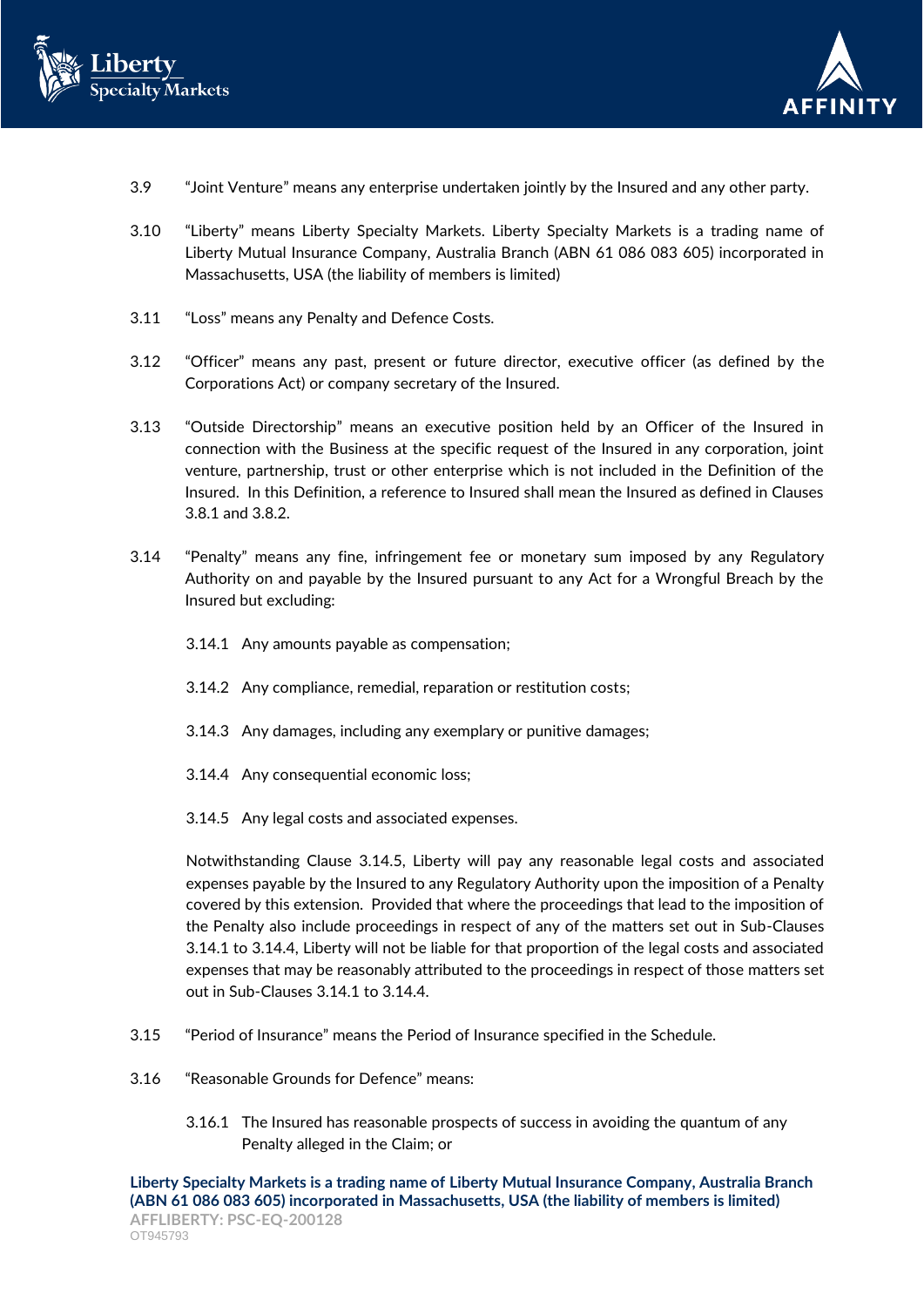3.9 "Joint Venture" means any enterprise undertaken jointly by the Insured and any other party.

3.10 "Liberty" means Liberty Specialty Markets. Liberty Specialty Markets is a trading name of Liberty Mutual Insurance Company, Australia Branch (ABN 61 086 083 605) incorporated in Massachusetts, USA (the liability of members is limited)

3.11 "Loss" means any Penalty and Defence Costs.

3.12 "Officer" means any past, present or future director, executive officer (as defined by the Corporations Act) or company secretary of the Insured.

3.13 "Outside Directorship" means an executive position held by an Officer of the Insured in connection with the Business at the specific request of the Insured in any corporation, joint venture, partnership, trust or other enterprise which is not included in the Definition of the Insured. In this Definition, a reference to Insured shall mean the Insured as defined in Clauses 3.8.1 and 3.8.2.

3.14 "Penalty" means any fine, infringement fee or monetary sum imposed by any Regulatory Authority on and payable by the Insured pursuant to any Act for a Wrongful Breach by the Insured but excluding:

3.14.1 Any amounts payable as compensation;

3.14.2 Any compliance, remedial, reparation or restitution costs;

3.14.3 Any damages, including any exemplary or punitive damages;

3.14.4 Any consequential economic loss;

3.14.5 Any legal costs and associated expenses.

Notwithstanding Clause 3.14.5, Liberty will pay any reasonable legal costs and associated expenses payable by the Insured to any Regulatory Authority upon the imposition of a Penalty covered by this extension. Provided that where the proceedings that lead to the imposition of the Penalty also include proceedings in respect of any of the matters set out in Sub-Clauses 3.14.1 to 3.14.4, Liberty will not be liable for that proportion of the legal costs and associated expenses that may be reasonably attributed to the proceedings in respect of those matters set out in Sub-Clauses 3.14.1 to 3.14.4.

3.15 "Period of Insurance" means the Period of Insurance specified in the Schedule.

3.16 "Reasonable Grounds for Defence" means:

3.16.1 The Insured has reasonable prospects of success in avoiding the quantum of any Penalty alleged in the Claim; or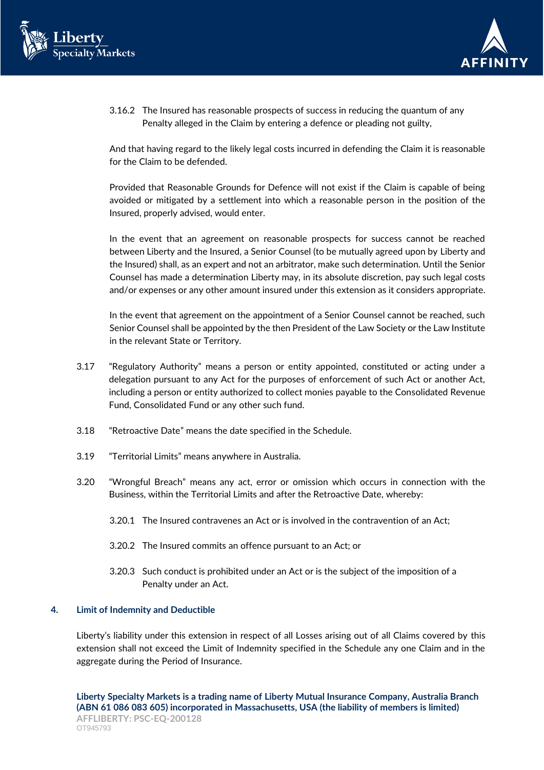3.16.2 The Insured has reasonable prospects of success in reducing the quantum of any Penalty alleged in the Claim by entering a defence or pleading not guilty,

And that having regard to the likely legal costs incurred in defending the Claim it is reasonable for the Claim to be defended.

Provided that Reasonable Grounds for Defence will not exist if the Claim is capable of being avoided or mitigated by a settlement into which a reasonable person in the position of the Insured, properly advised, would enter.

In the event that an agreement on reasonable prospects for success cannot be reached between Liberty and the Insured, a Senior Counsel (to be mutually agreed upon by Liberty and the Insured) shall, as an expert and not an arbitrator, make such determination. Until the Senior Counsel has made a determination Liberty may, in its absolute discretion, pay such legal costs and/or expenses or any other amount insured under this extension as it considers appropriate.

In the event that agreement on the appointment of a Senior Counsel cannot be reached, such Senior Counsel shall be appointed by the then President of the Law Society or the Law Institute in the relevant State or Territory.

3.17 "Regulatory Authority" means a person or entity appointed, constituted or acting under a delegation pursuant to any Act for the purposes of enforcement of such Act or another Act, including a person or entity authorized to collect monies payable to the Consolidated Revenue Fund, Consolidated Fund or any other such fund.

3.18 "Retroactive Date" means the date specified in the Schedule.

3.19 "Territorial Limits" means anywhere in Australia.

3.20 "Wrongful Breach" means any act, error or omission which occurs in connection with the Business, within the Territorial Limits and after the Retroactive Date, whereby:

3.20.1 The Insured contravenes an Act or is involved in the contravention of an Act;

3.20.2 The Insured commits an offence pursuant to an Act; or

3.20.3 Such conduct is prohibited under an Act or is the subject of the imposition of a Penalty under an Act.

## 4. Limit of Indemnity and Deductible

Liberty's liability under this extension in respect of all Losses arising out of all Claims covered by this extension shall not exceed the Limit of Indemnity specified in the Schedule any one Claim and in the aggregate during the Period of Insurance.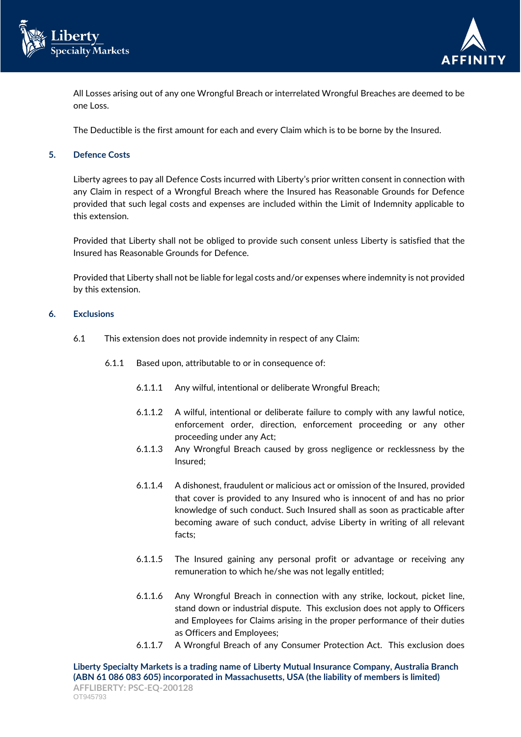All Losses arising out of any one Wrongful Breach or interrelated Wrongful Breaches are deemed to be one Loss.

The Deductible is the first amount for each and every Claim which is to be borne by the Insured.

### 5. Defence Costs

Liberty agrees to pay all Defence Costs incurred with Liberty's prior written consent in connection with any Claim in respect of a Wrongful Breach where the Insured has Reasonable Grounds for Defence provided that such legal costs and expenses are included within the Limit of Indemnity applicable to this extension.

Provided that Liberty shall not be obliged to provide such consent unless Liberty is satisfied that the Insured has Reasonable Grounds for Defence.

Provided that Liberty shall not be liable for legal costs and/or expenses where indemnity is not provided by this extension.

### 6. Exclusions

6.1 This extension does not provide indemnity in respect of any Claim:

6.1.1 Based upon, attributable to or in consequence of:

6.1.1.1 Any wilful, intentional or deliberate Wrongful Breach;

6.1.1.2 A wilful, intentional or deliberate failure to comply with any lawful notice, enforcement order, direction, enforcement proceeding or any other proceeding under any Act;

6.1.1.3 Any Wrongful Breach caused by gross negligence or recklessness by the Insured;

6.1.1.4 A dishonest, fraudulent or malicious act or omission of the Insured, provided that cover is provided to any Insured who is innocent of and has no prior knowledge of such conduct. Such Insured shall as soon as practicable after becoming aware of such conduct, advise Liberty in writing of all relevant facts;

6.1.1.5 The Insured gaining any personal profit or advantage or receiving any remuneration to which he/she was not legally entitled;

6.1.1.6 Any Wrongful Breach in connection with any strike, lockout, picket line, stand down or industrial dispute. This exclusion does not apply to Officers and Employees for Claims arising in the proper performance of their duties as Officers and Employees;

6.1.1.7 A Wrongful Breach of any Consumer Protection Act. This exclusion does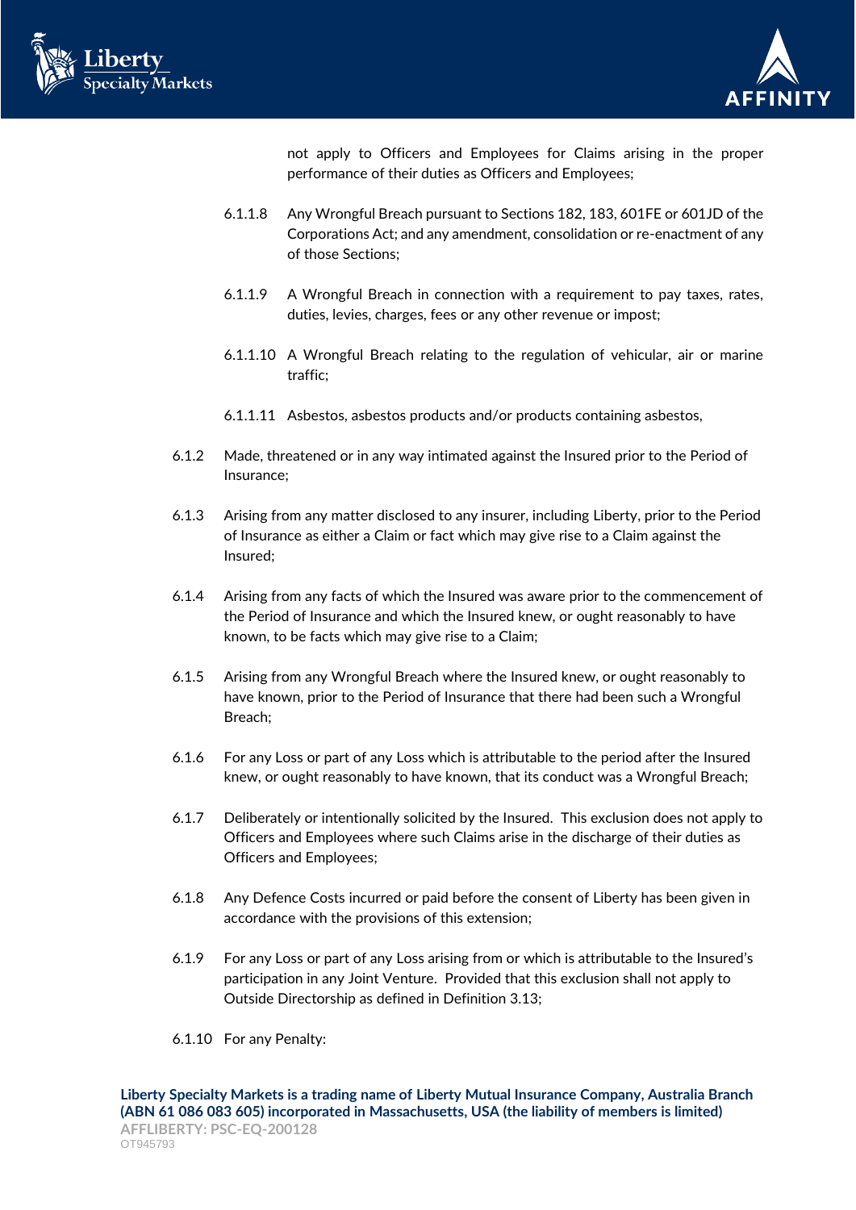not apply to Officers and Employees for Claims arising in the proper performance of their duties as Officers and Employees;

6.1.1.8 Any Wrongful Breach pursuant to Sections 182, 183, 601FE or 601JD of the Corporations Act; and any amendment, consolidation or re-enactment of any of those Sections;

6.1.1.9 A Wrongful Breach in connection with a requirement to pay taxes, rates, duties, levies, charges, fees or any other revenue or impost;

6.1.1.10 A Wrongful Breach relating to the regulation of vehicular, air or marine traffic;

6.1.1.11 Asbestos, asbestos products and/or products containing asbestos,

6.1.2 Made, threatened or in any way intimated against the Insured prior to the Period of Insurance;

6.1.3 Arising from any matter disclosed to any insurer, including Liberty, prior to the Period of Insurance as either a Claim or fact which may give rise to a Claim against the Insured;

6.1.4 Arising from any facts of which the Insured was aware prior to the commencement of the Period of Insurance and which the Insured knew, or ought reasonably to have known, to be facts which may give rise to a Claim;

6.1.5 Arising from any Wrongful Breach where the Insured knew, or ought reasonably to have known, prior to the Period of Insurance that there had been such a Wrongful Breach;

6.1.6 For any Loss or part of any Loss which is attributable to the period after the Insured knew, or ought reasonably to have known, that its conduct was a Wrongful Breach;

6.1.7 Deliberately or intentionally solicited by the Insured. This exclusion does not apply to Officers and Employees where such Claims arise in the discharge of their duties as Officers and Employees;

6.1.8 Any Defence Costs incurred or paid before the consent of Liberty has been given in accordance with the provisions of this extension;

6.1.9 For any Loss or part of any Loss arising from or which is attributable to the Insured's participation in any Joint Venture. Provided that this exclusion shall not apply to Outside Directorship as defined in Definition 3.13;

6.1.10 For any Penalty: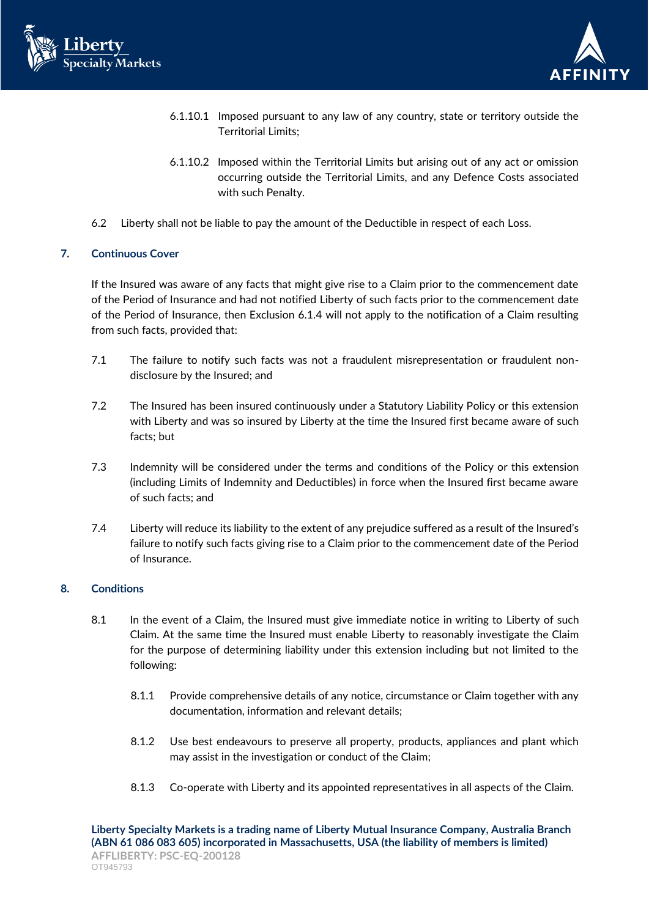6.1.10.1 Imposed pursuant to any law of any country, state or territory outside the Territorial Limits;

6.1.10.2 Imposed within the Territorial Limits but arising out of any act or omission occurring outside the Territorial Limits, and any Defence Costs associated with such Penalty.

6.2 Liberty shall not be liable to pay the amount of the Deductible in respect of each Loss.

## 7. Continuous Cover

If the Insured was aware of any facts that might give rise to a Claim prior to the commencement date of the Period of Insurance and had not notified Liberty of such facts prior to the commencement date of the Period of Insurance, then Exclusion 6.1.4 will not apply to the notification of a Claim resulting from such facts, provided that:

7.1 The failure to notify such facts was not a fraudulent misrepresentation or fraudulent non-disclosure by the Insured; and

7.2 The Insured has been insured continuously under a Statutory Liability Policy or this extension with Liberty and was so insured by Liberty at the time the Insured first became aware of such facts; but

7.3 Indemnity will be considered under the terms and conditions of the Policy or this extension (including Limits of Indemnity and Deductibles) in force when the Insured first became aware of such facts; and

7.4 Liberty will reduce its liability to the extent of any prejudice suffered as a result of the Insured's failure to notify such facts giving rise to a Claim prior to the commencement date of the Period of Insurance.

## 8. Conditions

8.1 In the event of a Claim, the Insured must give immediate notice in writing to Liberty of such Claim. At the same time the Insured must enable Liberty to reasonably investigate the Claim for the purpose of determining liability under this extension including but not limited to the following:

8.1.1 Provide comprehensive details of any notice, circumstance or Claim together with any documentation, information and relevant details;

8.1.2 Use best endeavours to preserve all property, products, appliances and plant which may assist in the investigation or conduct of the Claim;

8.1.3 Co-operate with Liberty and its appointed representatives in all aspects of the Claim.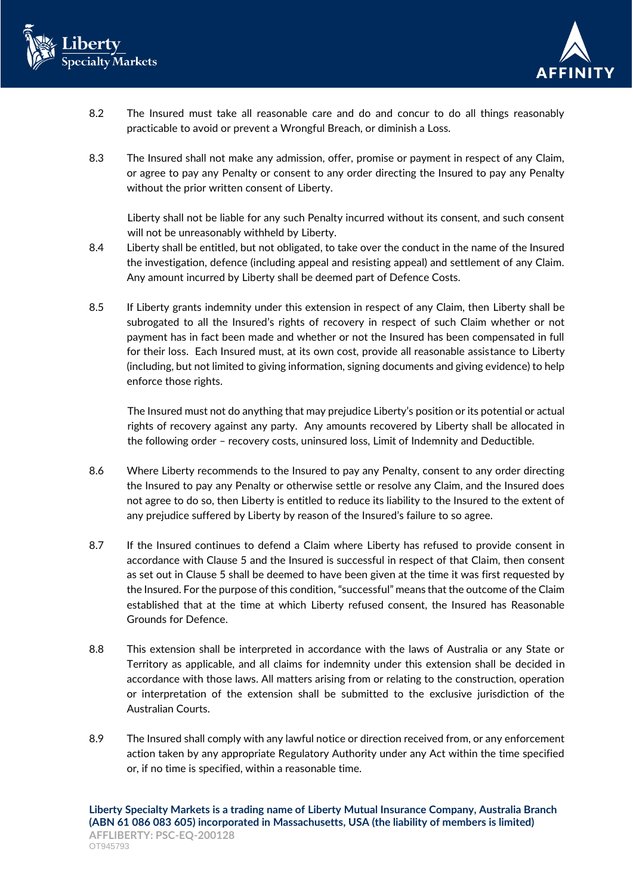8.2 The Insured must take all reasonable care and do and concur to do all things reasonably practicable to avoid or prevent a Wrongful Breach, or diminish a Loss.

8.3 The Insured shall not make any admission, offer, promise or payment in respect of any Claim, or agree to pay any Penalty or consent to any order directing the Insured to pay any Penalty without the prior written consent of Liberty.

Liberty shall not be liable for any such Penalty incurred without its consent, and such consent will not be unreasonably withheld by Liberty.

8.4 Liberty shall be entitled, but not obligated, to take over the conduct in the name of the Insured the investigation, defence (including appeal and resisting appeal) and settlement of any Claim. Any amount incurred by Liberty shall be deemed part of Defence Costs.

8.5 If Liberty grants indemnity under this extension in respect of any Claim, then Liberty shall be subrogated to all the Insured's rights of recovery in respect of such Claim whether or not payment has in fact been made and whether or not the Insured has been compensated in full for their loss. Each Insured must, at its own cost, provide all reasonable assistance to Liberty (including, but not limited to giving information, signing documents and giving evidence) to help enforce those rights.

The Insured must not do anything that may prejudice Liberty's position or its potential or actual rights of recovery against any party. Any amounts recovered by Liberty shall be allocated in the following order – recovery costs, uninsured loss, Limit of Indemnity and Deductible.

8.6 Where Liberty recommends to the Insured to pay any Penalty, consent to any order directing the Insured to pay any Penalty or otherwise settle or resolve any Claim, and the Insured does not agree to do so, then Liberty is entitled to reduce its liability to the Insured to the extent of any prejudice suffered by Liberty by reason of the Insured's failure to so agree.

8.7 If the Insured continues to defend a Claim where Liberty has refused to provide consent in accordance with Clause 5 and the Insured is successful in respect of that Claim, then consent as set out in Clause 5 shall be deemed to have been given at the time it was first requested by the Insured. For the purpose of this condition, "successful" means that the outcome of the Claim established that at the time at which Liberty refused consent, the Insured has Reasonable Grounds for Defence.

8.8 This extension shall be interpreted in accordance with the laws of Australia or any State or Territory as applicable, and all claims for indemnity under this extension shall be decided in accordance with those laws. All matters arising from or relating to the construction, operation or interpretation of the extension shall be submitted to the exclusive jurisdiction of the Australian Courts.

8.9 The Insured shall comply with any lawful notice or direction received from, or any enforcement action taken by any appropriate Regulatory Authority under any Act within the time specified or, if no time is specified, within a reasonable time.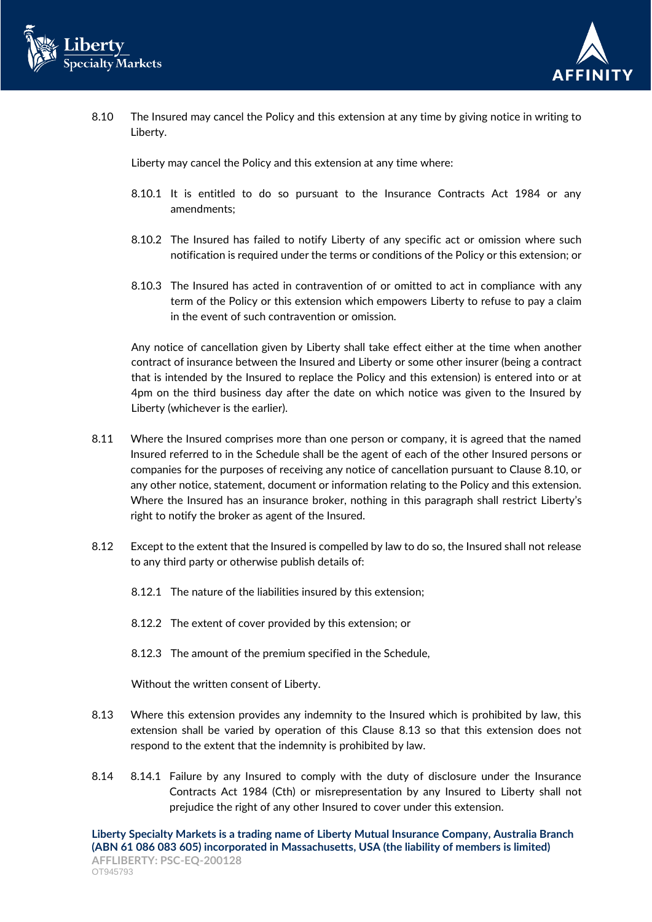8.10 The Insured may cancel the Policy and this extension at any time by giving notice in writing to Liberty.

Liberty may cancel the Policy and this extension at any time where:

8.10.1 It is entitled to do so pursuant to the Insurance Contracts Act 1984 or any amendments;

8.10.2 The Insured has failed to notify Liberty of any specific act or omission where such notification is required under the terms or conditions of the Policy or this extension; or

8.10.3 The Insured has acted in contravention of or omitted to act in compliance with any term of the Policy or this extension which empowers Liberty to refuse to pay a claim in the event of such contravention or omission.

Any notice of cancellation given by Liberty shall take effect either at the time when another contract of insurance between the Insured and Liberty or some other insurer (being a contract that is intended by the Insured to replace the Policy and this extension) is entered into or at 4pm on the third business day after the date on which notice was given to the Insured by Liberty (whichever is the earlier).

8.11 Where the Insured comprises more than one person or company, it is agreed that the named Insured referred to in the Schedule shall be the agent of each of the other Insured persons or companies for the purposes of receiving any notice of cancellation pursuant to Clause 8.10, or any other notice, statement, document or information relating to the Policy and this extension. Where the Insured has an insurance broker, nothing in this paragraph shall restrict Liberty's right to notify the broker as agent of the Insured.

8.12 Except to the extent that the Insured is compelled by law to do so, the Insured shall not release to any third party or otherwise publish details of:

8.12.1 The nature of the liabilities insured by this extension;

8.12.2 The extent of cover provided by this extension; or

8.12.3 The amount of the premium specified in the Schedule,

Without the written consent of Liberty.

8.13 Where this extension provides any indemnity to the Insured which is prohibited by law, this extension shall be varied by operation of this Clause 8.13 so that this extension does not respond to the extent that the indemnity is prohibited by law.

8.14 8.14.1 Failure by any Insured to comply with the duty of disclosure under the Insurance Contracts Act 1984 (Cth) or misrepresentation by any Insured to Liberty shall not prejudice the right of any other Insured to cover under this extension.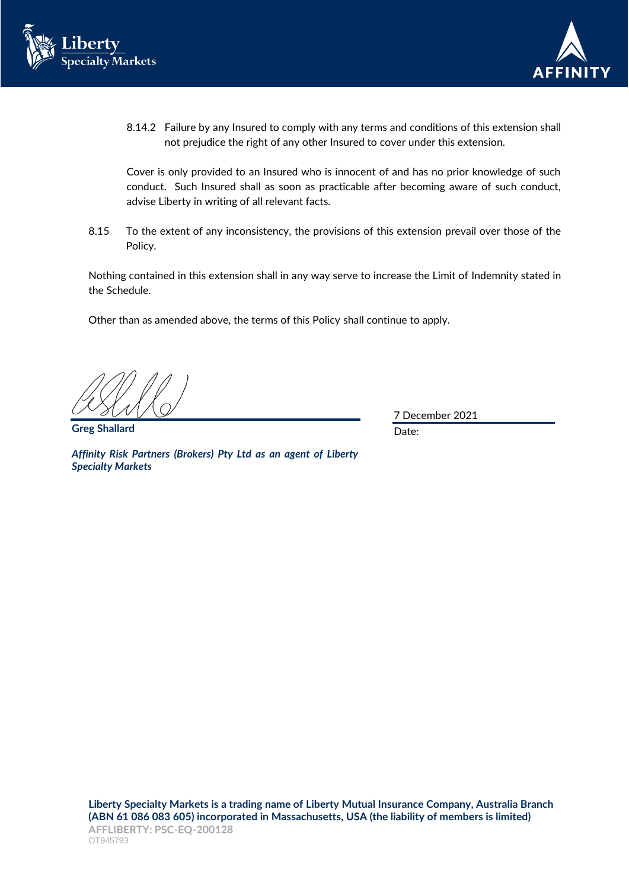8.14.2 Failure by any Insured to comply with any terms and conditions of this extension shall not prejudice the right of any other Insured to cover under this extension.

Cover is only provided to an Insured who is innocent of and has no prior knowledge of such conduct. Such Insured shall as soon as practicable after becoming aware of such conduct, advise Liberty in writing of all relevant facts.

8.15 To the extent of any inconsistency, the provisions of this extension prevail over those of the Policy.

Nothing contained in this extension shall in any way serve to increase the Limit of Indemnity stated in the Schedule.

Other than as amended above, the terms of this Policy shall continue to apply.

**Greg Shallard**

***Affinity Risk Partners (Brokers) Pty Ltd as an agent of Liberty Specialty Markets***

7 December 2021

Date:

**Liberty Specialty Markets is a trading name of Liberty Mutual Insurance Company, Australia Branch (ABN 61 086 083 605) incorporated in Massachusetts, USA (the liability of members is limited)**

**AFFLIBERTY: PSC-EQ-200128**

OT945793